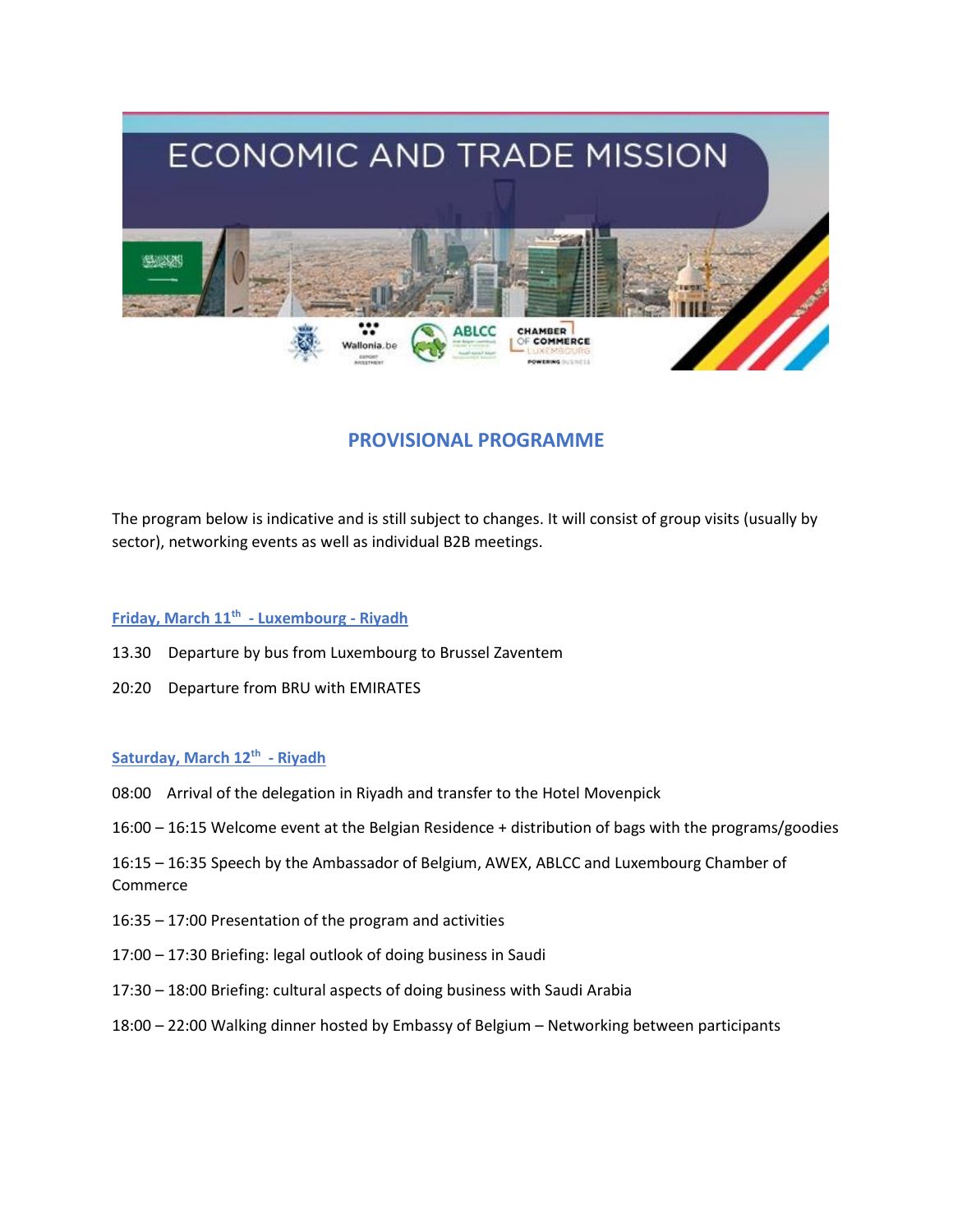# ECONOMIC AND TRADE MISSION

## PROVISIONAL PROGRAMME

The program below is indicative and is still subject to changes. It will consist of group visits (usually by sector), networking events as well as individual B2B meetings.

### Friday, March 11th - Luxembourg - Riyadh

13.30 Departure by bus from Luxembourg to Brussel Zaventem

20:20 Departure from BRU with EMIRATES

### Saturday, March 12th - Riyadh

08:00 Arrival of the delegation in Riyadh and transfer to the Hotel Movenpick

16:00 – 16:15 Welcome event at the Belgian Residence + distribution of bags with the programs/goodies

16:15 – 16:35 Speech by the Ambassador of Belgium, AWEX, ABLCC and Luxembourg Chamber of Commerce

16:35 – 17:00 Presentation of the program and activities

17:00 – 17:30 Briefing: legal outlook of doing business in Saudi

17:30 – 18:00 Briefing: cultural aspects of doing business with Saudi Arabia

18:00 – 22:00 Walking dinner hosted by Embassy of Belgium – Networking between participants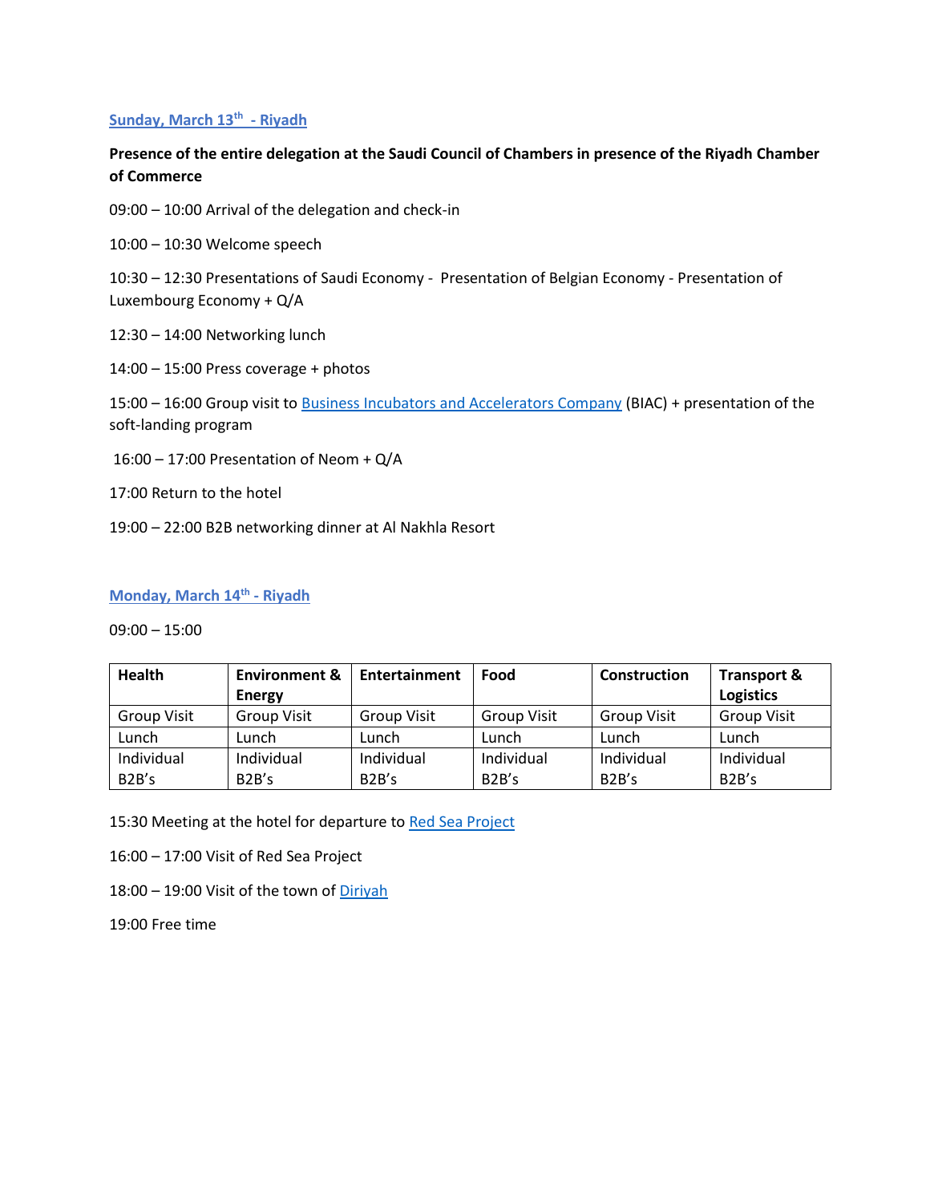## Sunday, March 13th - Riyadh

**Presence of the entire delegation at the Saudi Council of Chambers in presence of the Riyadh Chamber of Commerce**

09:00 – 10:00 Arrival of the delegation and check-in

10:00 – 10:30 Welcome speech

10:30 – 12:30 Presentations of Saudi Economy - Presentation of Belgian Economy - Presentation of Luxembourg Economy + Q/A

12:30 – 14:00 Networking lunch

14:00 – 15:00 Press coverage + photos

15:00 – 16:00 Group visit to Business Incubators and Accelerators Company (BIAC) + presentation of the soft-landing program

16:00 – 17:00 Presentation of Neom + Q/A

17:00 Return to the hotel

19:00 – 22:00 B2B networking dinner at Al Nakhla Resort

## Monday, March 14th - Riyadh

09:00 – 15:00

| Health | Environment & Energy | Entertainment | Food | Construction | Transport & Logistics |
|---|---|---|---|---|---|
| Group Visit | Group Visit | Group Visit | Group Visit | Group Visit | Group Visit |
| Lunch | Lunch | Lunch | Lunch | Lunch | Lunch |
| Individual B2B’s | Individual B2B’s | Individual B2B’s | Individual B2B’s | Individual B2B’s | Individual B2B’s |

15:30 Meeting at the hotel for departure to Red Sea Project

16:00 – 17:00 Visit of Red Sea Project

18:00 – 19:00 Visit of the town of Diriyah

19:00 Free time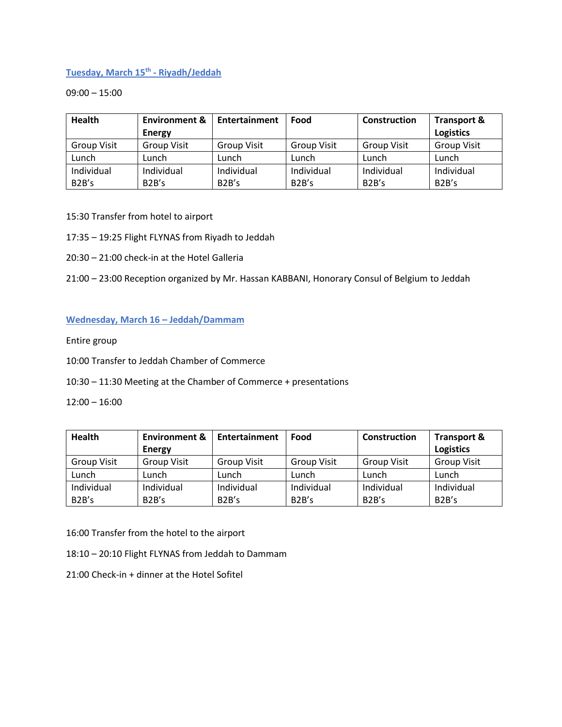## Tuesday, March 15th - Riyadh/Jeddah

09:00 – 15:00

| Health | Environment & Energy | Entertainment | Food | Construction | Transport & Logistics |
|---|---|---|---|---|---|
| Group Visit | Group Visit | Group Visit | Group Visit | Group Visit | Group Visit |
| Lunch | Lunch | Lunch | Lunch | Lunch | Lunch |
| Individual B2B's | Individual B2B's | Individual B2B's | Individual B2B's | Individual B2B's | Individual B2B's |

15:30 Transfer from hotel to airport

17:35 – 19:25 Flight FLYNAS from Riyadh to Jeddah

20:30 – 21:00 check-in at the Hotel Galleria

21:00 – 23:00 Reception organized by Mr. Hassan KABBANI, Honorary Consul of Belgium to Jeddah

## Wednesday, March 16 – Jeddah/Dammam

Entire group

10:00 Transfer to Jeddah Chamber of Commerce

10:30 – 11:30 Meeting at the Chamber of Commerce + presentations

12:00 – 16:00

| Health | Environment & Energy | Entertainment | Food | Construction | Transport & Logistics |
|---|---|---|---|---|---|
| Group Visit | Group Visit | Group Visit | Group Visit | Group Visit | Group Visit |
| Lunch | Lunch | Lunch | Lunch | Lunch | Lunch |
| Individual B2B's | Individual B2B's | Individual B2B's | Individual B2B's | Individual B2B's | Individual B2B's |

16:00 Transfer from the hotel to the airport

18:10 – 20:10 Flight FLYNAS from Jeddah to Dammam

21:00 Check-in + dinner at the Hotel Sofitel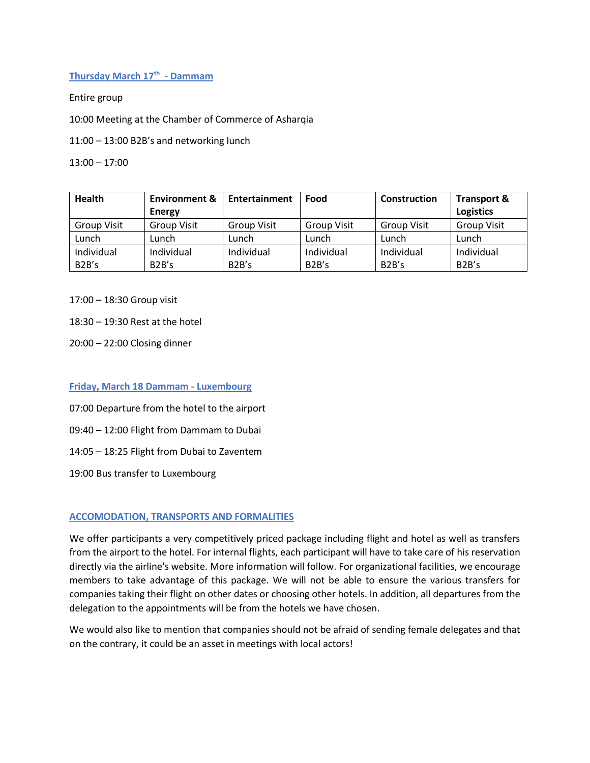## Thursday March 17th - Dammam

Entire group

10:00 Meeting at the Chamber of Commerce of Asharqia

11:00 – 13:00 B2B's and networking lunch

13:00 – 17:00

| Health | Environment & Energy | Entertainment | Food | Construction | Transport & Logistics |
|---|---|---|---|---|---|
| Group Visit | Group Visit | Group Visit | Group Visit | Group Visit | Group Visit |
| Lunch | Lunch | Lunch | Lunch | Lunch | Lunch |
| Individual B2B's | Individual B2B's | Individual B2B's | Individual B2B's | Individual B2B's | Individual B2B's |

17:00 – 18:30 Group visit

18:30 – 19:30 Rest at the hotel

20:00 – 22:00 Closing dinner

## Friday, March 18 Dammam - Luxembourg

07:00 Departure from the hotel to the airport

09:40 – 12:00 Flight from Dammam to Dubai

14:05 – 18:25 Flight from Dubai to Zaventem

19:00 Bus transfer to Luxembourg

## ACCOMODATION, TRANSPORTS AND FORMALITIES

We offer participants a very competitively priced package including flight and hotel as well as transfers from the airport to the hotel. For internal flights, each participant will have to take care of his reservation directly via the airline's website. More information will follow. For organizational facilities, we encourage members to take advantage of this package. We will not be able to ensure the various transfers for companies taking their flight on other dates or choosing other hotels. In addition, all departures from the delegation to the appointments will be from the hotels we have chosen.

We would also like to mention that companies should not be afraid of sending female delegates and that on the contrary, it could be an asset in meetings with local actors!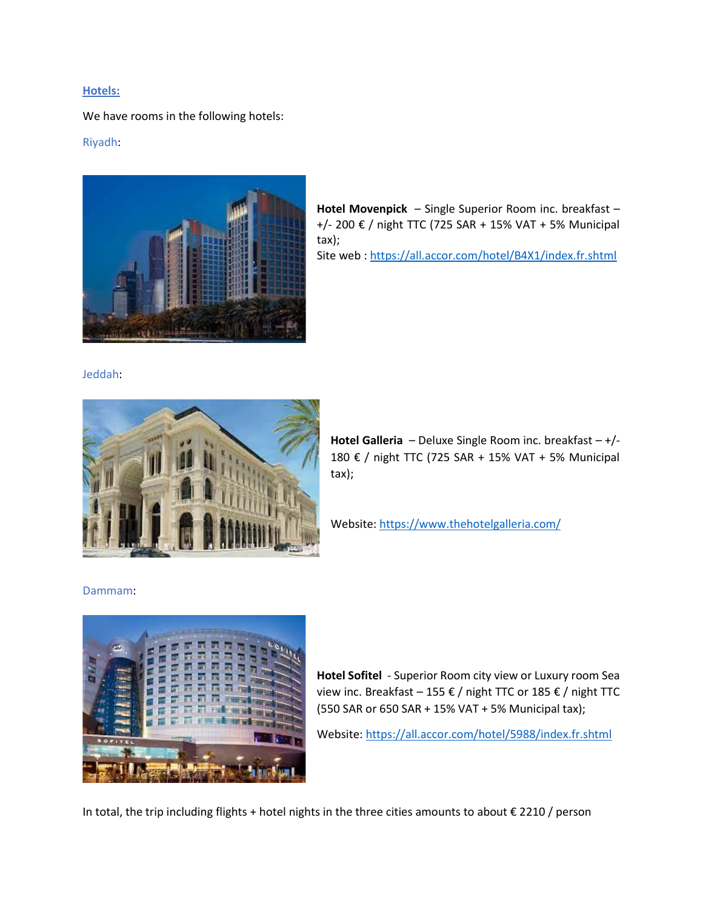**Hotels:**

We have rooms in the following hotels:

Riyadh:

**Hotel Movenpick** – Single Superior Room inc. breakfast – +/- 200 € / night TTC (725 SAR + 15% VAT + 5% Municipal tax);
Site web : https://all.accor.com/hotel/B4X1/index.fr.shtml

Jeddah:

**Hotel Galleria** – Deluxe Single Room inc. breakfast – +/- 180 € / night TTC (725 SAR + 15% VAT + 5% Municipal tax);

Website: https://www.thehotelgalleria.com/

Dammam:

**Hotel Sofitel** - Superior Room city view or Luxury room Sea view inc. Breakfast – 155 € / night TTC or 185 € / night TTC (550 SAR or 650 SAR + 15% VAT + 5% Municipal tax);

Website: https://all.accor.com/hotel/5988/index.fr.shtml

In total, the trip including flights + hotel nights in the three cities amounts to about € 2210 / person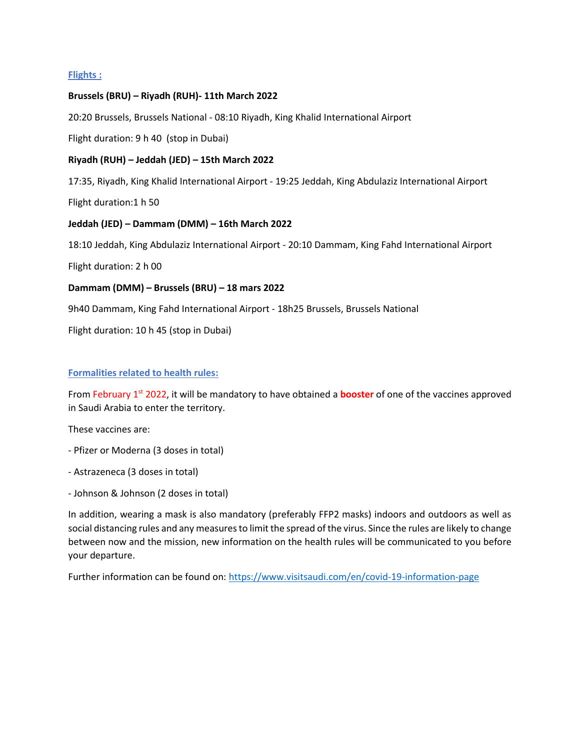## Flights :

**Brussels (BRU) – Riyadh (RUH)- 11th March 2022**

20:20 Brussels, Brussels National - 08:10 Riyadh, King Khalid International Airport

Flight duration: 9 h 40 (stop in Dubai)

**Riyadh (RUH) – Jeddah (JED) – 15th March 2022**

17:35, Riyadh, King Khalid International Airport - 19:25 Jeddah, King Abdulaziz International Airport

Flight duration:1 h 50

**Jeddah (JED) – Dammam (DMM) – 16th March 2022**

18:10 Jeddah, King Abdulaziz International Airport - 20:10 Dammam, King Fahd International Airport

Flight duration: 2 h 00

**Dammam (DMM) – Brussels (BRU) – 18 mars 2022**

9h40 Dammam, King Fahd International Airport - 18h25 Brussels, Brussels National

Flight duration: 10 h 45 (stop in Dubai)

## Formalities related to health rules:

From February 1st 2022, it will be mandatory to have obtained a **booster** of one of the vaccines approved in Saudi Arabia to enter the territory.

These vaccines are:

- Pfizer or Moderna (3 doses in total)
- Astrazeneca (3 doses in total)
- Johnson & Johnson (2 doses in total)

In addition, wearing a mask is also mandatory (preferably FFP2 masks) indoors and outdoors as well as social distancing rules and any measures to limit the spread of the virus. Since the rules are likely to change between now and the mission, new information on the health rules will be communicated to you before your departure.

Further information can be found on: https://www.visitsaudi.com/en/covid-19-information-page